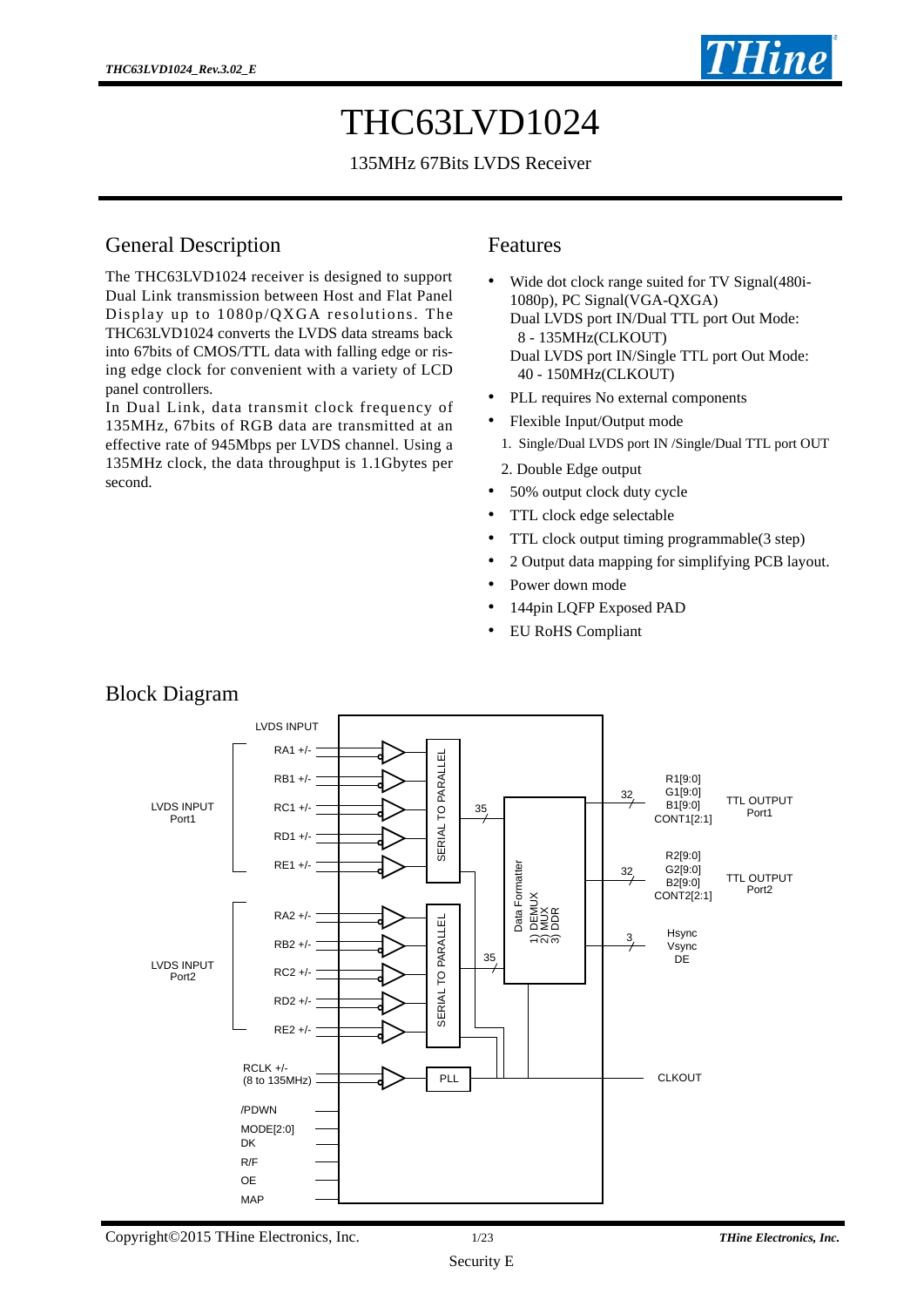# THC63LVD1024

135MHz 67Bits LVDS Receiver

## General Description

The THC63LVD1024 receiver is designed to support Dual Link transmission between Host and Flat Panel Display up to 1080p/QXGA resolutions. The THC63LVD1024 converts the LVDS data streams back into 67bits of CMOS/TTL data with falling edge or rising edge clock for convenient with a variety of LCD panel controllers.

In Dual Link, data transmit clock frequency of 135MHz, 67bits of RGB data are transmitted at an effective rate of 945Mbps per LVDS channel. Using a 135MHz clock, the data throughput is 1.1Gbytes per second.

## Features

- Wide dot clock range suited for TV Signal(480i-1080p), PC Signal(VGA-QXGA)
  Dual LVDS port IN/Dual TTL port Out Mode:
  8 - 135MHz(CLKOUT)
  Dual LVDS port IN/Single TTL port Out Mode:
  40 - 150MHz(CLKOUT)
- PLL requires No external components
- Flexible Input/Output mode
  1. Single/Dual LVDS port IN /Single/Dual TTL port OUT
  2. Double Edge output
- 50% output clock duty cycle
- TTL clock edge selectable
- TTL clock output timing programmable(3 step)
- 2 Output data mapping for simplifying PCB layout.
- Power down mode
- 144pin LQFP Exposed PAD
- EU RoHS Compliant

## Block Diagram

LVDS INPUT

LVDS INPUT Port1: RA1 +/-, RB1 +/-, RC1 +/-, RD1 +/-, RE1 +/- → SERIAL TO PARALLEL → 35

LVDS INPUT Port2: RA2 +/-, RB2 +/-, RC2 +/-, RD2 +/-, RE2 +/- → SERIAL TO PARALLEL → 35

Data Formatter: 1) DEMUX 2) MUX 3) DDR

32: R1[9:0] G1[9:0] B1[9:0] CONT1[2:1] — TTL OUTPUT Port1

32: R2[9:0] G2[9:0] B2[9:0] CONT2[2:1] — TTL OUTPUT Port2

3: Hsync Vsync DE

RCLK +/- (8 to 135MHz) → PLL → CLKOUT

/PDWN, MODE[2:0], DK, R/F, OE, MAP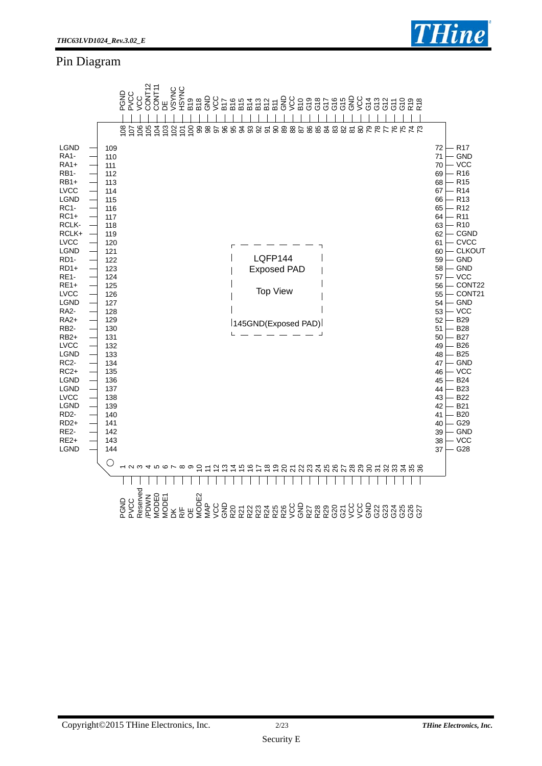# Pin Diagram

LQFP144 Exposed PAD

Top View

145GND(Exposed PAD)

| Pin | Name | Pin | Name | Pin | Name | Pin | Name |
|---|---|---|---|---|---|---|---|
| 1 | PGND | 37 | G28 | 73 | R18 | 109 | LGND |
| 2 | PVCC | 38 | VCC | 74 | R19 | 110 | RA1- |
| 3 | Reserved | 39 | GND | 75 | G10 | 111 | RA1+ |
| 4 | /PDWN | 40 | G29 | 76 | G11 | 112 | RB1- |
| 5 | MODE0 | 41 | B20 | 77 | G12 | 113 | RB1+ |
| 6 | MODE1 | 42 | B21 | 78 | G13 | 114 | LVCC |
| 7 | DK | 43 | B22 | 79 | G14 | 115 | LGND |
| 8 | R/F | 44 | B23 | 80 | VCC | 116 | RC1- |
| 9 | OE | 45 | B24 | 81 | GND | 117 | RC1+ |
| 10 | MODE2 | 46 | VCC | 82 | G15 | 118 | RCLK- |
| 11 | MAP | 47 | GND | 83 | G16 | 119 | RCLK+ |
| 12 | VCC | 48 | B25 | 84 | G17 | 120 | LVCC |
| 13 | GND | 49 | B26 | 85 | G18 | 121 | LGND |
| 14 | R20 | 50 | B27 | 86 | G19 | 122 | RD1- |
| 15 | R21 | 51 | B28 | 87 | B10 | 123 | RD1+ |
| 16 | R22 | 52 | B29 | 88 | VCC | 124 | RE1- |
| 17 | R23 | 53 | VCC | 89 | GND | 125 | RE1+ |
| 18 | R24 | 54 | GND | 90 | B11 | 126 | LVCC |
| 19 | R25 | 55 | CONT21 | 91 | B12 | 127 | LGND |
| 20 | R26 | 56 | CONT22 | 92 | B13 | 128 | RA2- |
| 21 | VCC | 57 | VCC | 93 | B14 | 129 | RA2+ |
| 22 | GND | 58 | GND | 94 | B15 | 130 | RB2- |
| 23 | R27 | 59 | GND | 95 | B16 | 131 | RB2+ |
| 24 | R28 | 60 | CLKOUT | 96 | B17 | 132 | LVCC |
| 25 | R29 | 61 | CVCC | 97 | VCC | 133 | LGND |
| 26 | G20 | 62 | CGND | 98 | GND | 134 | RC2- |
| 27 | G21 | 63 | R10 | 99 | B18 | 135 | RC2+ |
| 28 | VCC | 64 | R11 | 100 | B19 | 136 | LGND |
| 29 | VCC | 65 | R12 | 101 | HSYNC | 137 | LGND |
| 30 | GND | 66 | R13 | 102 | VSYNC | 138 | LVCC |
| 31 | G22 | 67 | R14 | 103 | DE | 139 | LGND |
| 32 | G23 | 68 | R15 | 104 | CONT11 | 140 | RD2- |
| 33 | G24 | 69 | R16 | 105 | CONT12 | 141 | RD2+ |
| 34 | G25 | 70 | VCC | 106 | VCC | 142 | RE2- |
| 35 | G26 | 71 | GND | 107 | PVCC | 143 | RE2+ |
| 36 | G27 | 72 | R17 | 108 | PGND | 144 | LGND |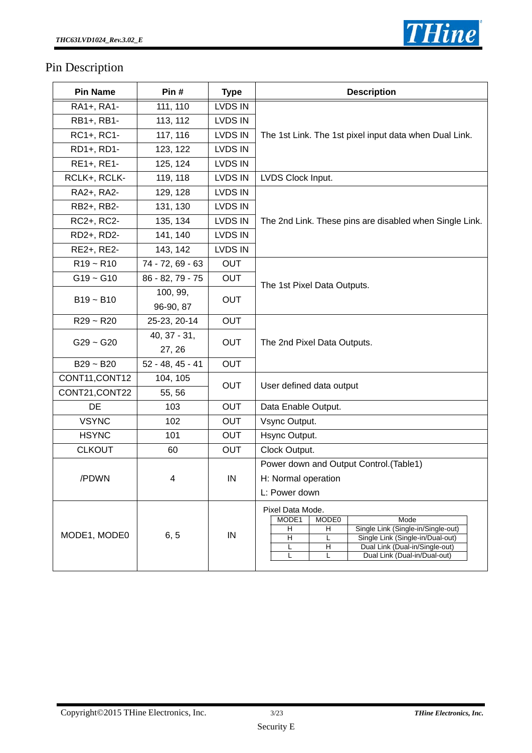# Pin Description

| Pin Name | Pin # | Type | Description |
|---|---|---|---|
| RA1+, RA1- | 111, 110 | LVDS IN | The 1st Link. The 1st pixel input data when Dual Link. |
| RB1+, RB1- | 113, 112 | LVDS IN | |
| RC1+, RC1- | 117, 116 | LVDS IN | |
| RD1+, RD1- | 123, 122 | LVDS IN | |
| RE1+, RE1- | 125, 124 | LVDS IN | |
| RCLK+, RCLK- | 119, 118 | LVDS IN | LVDS Clock Input. |
| RA2+, RA2- | 129, 128 | LVDS IN | The 2nd Link. These pins are disabled when Single Link. |
| RB2+, RB2- | 131, 130 | LVDS IN | |
| RC2+, RC2- | 135, 134 | LVDS IN | |
| RD2+, RD2- | 141, 140 | LVDS IN | |
| RE2+, RE2- | 143, 142 | LVDS IN | |
| R19 ~ R10 | 74 - 72, 69 - 63 | OUT | The 1st Pixel Data Outputs. |
| G19 ~ G10 | 86 - 82, 79 - 75 | OUT | |
| B19 ~ B10 | 100, 99, 96-90, 87 | OUT | |
| R29 ~ R20 | 25-23, 20-14 | OUT | The 2nd Pixel Data Outputs. |
| G29 ~ G20 | 40, 37 - 31, 27, 26 | OUT | |
| B29 ~ B20 | 52 - 48, 45 - 41 | OUT | |
| CONT11,CONT12 | 104, 105 | OUT | User defined data output |
| CONT21,CONT22 | 55, 56 | OUT | |
| DE | 103 | OUT | Data Enable Output. |
| VSYNC | 102 | OUT | Vsync Output. |
| HSYNC | 101 | OUT | Hsync Output. |
| CLKOUT | 60 | OUT | Clock Output. |
| /PDWN | 4 | IN | Power down and Output Control.(Table1)<br>H: Normal operation<br>L: Power down |
| MODE1, MODE0 | 6, 5 | IN | Pixel Data Mode. (see table below) |

Pixel Data Mode.

| MODE1 | MODE0 | Mode |
|---|---|---|
| H | H | Single Link (Single-in/Single-out) |
| H | L | Single Link (Single-in/Dual-out) |
| L | H | Dual Link (Dual-in/Single-out) |
| L | L | Dual Link (Dual-in/Dual-out) |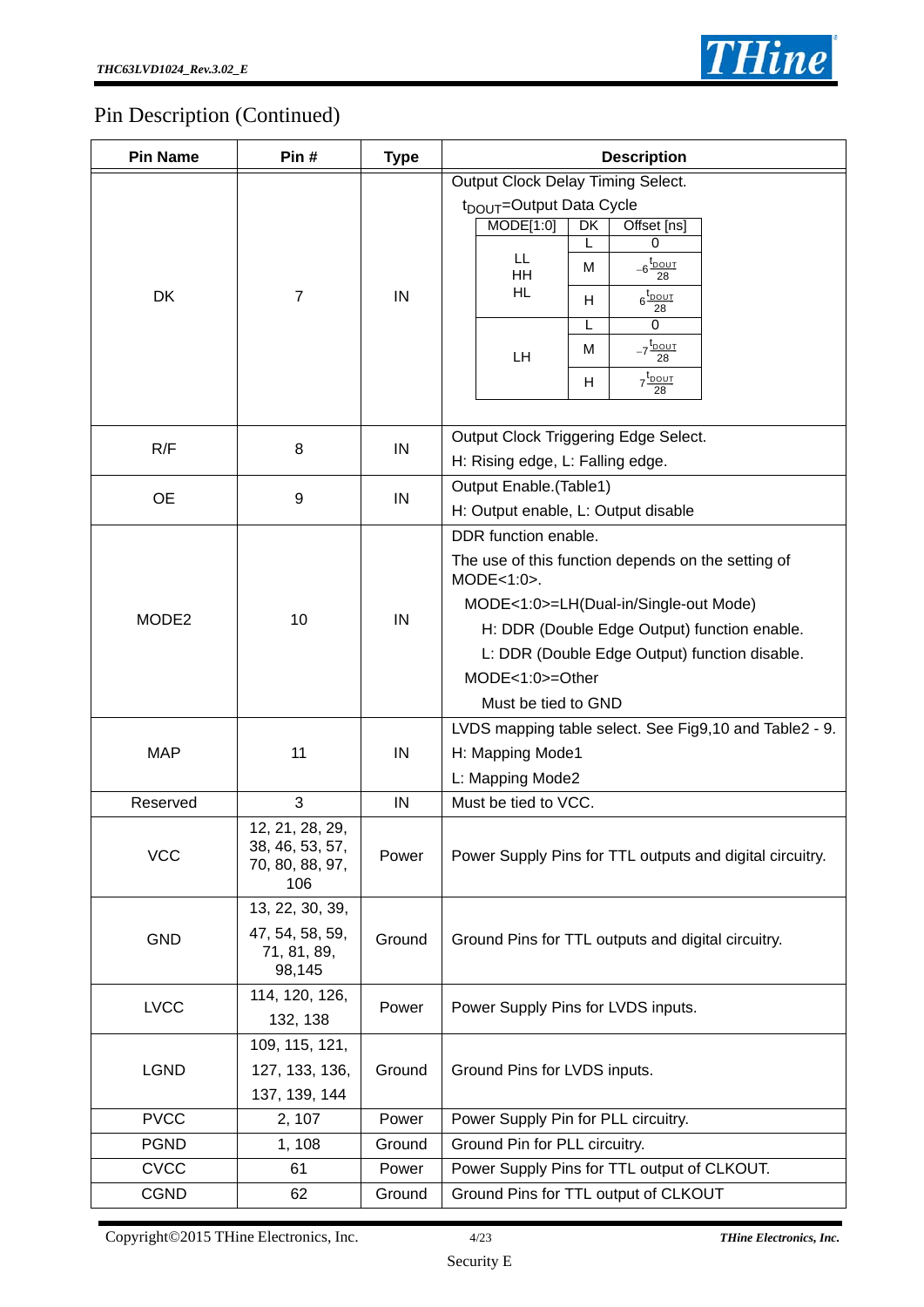## Pin Description (Continued)

| Pin Name | Pin # | Type | Description |
|---|---|---|---|
| DK | 7 | IN | Output Clock Delay Timing Select.<br>$t_{DOUT}$=Output Data Cycle<br><br>MODE[1:0] LL, HH, HL: DK=L → Offset 0 [ns]; DK=M → $-6\frac{t_{DOUT}}{28}$; DK=H → $6\frac{t_{DOUT}}{28}$<br>MODE[1:0] LH: DK=L → Offset 0 [ns]; DK=M → $-7\frac{t_{DOUT}}{28}$; DK=H → $7\frac{t_{DOUT}}{28}$ |
| R/F | 8 | IN | Output Clock Triggering Edge Select.<br>H: Rising edge, L: Falling edge. |
| OE | 9 | IN | Output Enable.(Table1)<br>H: Output enable, L: Output disable |
| MODE2 | 10 | IN | DDR function enable.<br>The use of this function depends on the setting of MODE<1:0>.<br>MODE<1:0>=LH(Dual-in/Single-out Mode)<br>H: DDR (Double Edge Output) function enable.<br>L: DDR (Double Edge Output) function disable.<br>MODE<1:0>=Other<br>Must be tied to GND |
| MAP | 11 | IN | LVDS mapping table select. See Fig9,10 and Table2 - 9.<br>H: Mapping Mode1<br>L: Mapping Mode2 |
| Reserved | 3 | IN | Must be tied to VCC. |
| VCC | 12, 21, 28, 29, 38, 46, 53, 57, 70, 80, 88, 97, 106 | Power | Power Supply Pins for TTL outputs and digital circuitry. |
| GND | 13, 22, 30, 39, 47, 54, 58, 59, 71, 81, 89, 98,145 | Ground | Ground Pins for TTL outputs and digital circuitry. |
| LVCC | 114, 120, 126, 132, 138 | Power | Power Supply Pins for LVDS inputs. |
| LGND | 109, 115, 121, 127, 133, 136, 137, 139, 144 | Ground | Ground Pins for LVDS inputs. |
| PVCC | 2, 107 | Power | Power Supply Pin for PLL circuitry. |
| PGND | 1, 108 | Ground | Ground Pin for PLL circuitry. |
| CVCC | 61 | Power | Power Supply Pins for TTL output of CLKOUT. |
| CGND | 62 | Ground | Ground Pins for TTL output of CLKOUT |

DK offset table:

| MODE[1:0] | DK | Offset [ns] |
|---|---|---|
| LL<br>HH<br>HL | L | 0 |
| | M | $-6\frac{t_{DOUT}}{28}$ |
| | H | $6\frac{t_{DOUT}}{28}$ |
| LH | L | 0 |
| | M | $-7\frac{t_{DOUT}}{28}$ |
| | H | $7\frac{t_{DOUT}}{28}$ |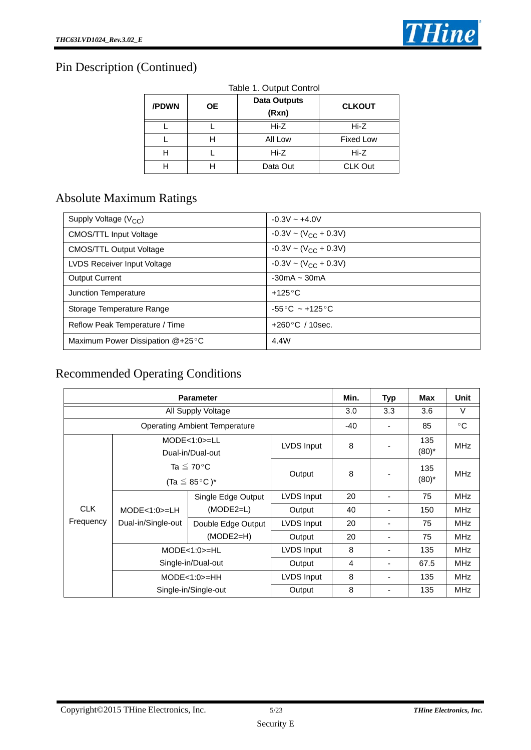## Pin Description (Continued)

Table 1. Output Control

| /PDWN | OE | Data Outputs (Rxn) | CLKOUT |
|---|---|---|---|
| L | L | Hi-Z | Hi-Z |
| L | H | All Low | Fixed Low |
| H | L | Hi-Z | Hi-Z |
| H | H | Data Out | CLK Out |

## Absolute Maximum Ratings

| | |
|---|---|
| Supply Voltage ($V_{CC}$) | -0.3V ~ +4.0V |
| CMOS/TTL Input Voltage | -0.3V ~ ($V_{CC}$ + 0.3V) |
| CMOS/TTL Output Voltage | -0.3V ~ ($V_{CC}$ + 0.3V) |
| LVDS Receiver Input Voltage | -0.3V ~ ($V_{CC}$ + 0.3V) |
| Output Current | -30mA ~ 30mA |
| Junction Temperature | +125°C |
| Storage Temperature Range | -55°C ~ +125°C |
| Reflow Peak Temperature / Time | +260°C / 10sec. |
| Maximum Power Dissipation @+25°C | 4.4W |

## Recommended Operating Conditions

| Parameter | | | | Min. | Typ | Max | Unit |
|---|---|---|---|---|---|---|---|
| All Supply Voltage | | | | 3.0 | 3.3 | 3.6 | V |
| Operating Ambient Temperature | | | | -40 | - | 85 | °C |
| CLK Frequency | MODE<1:0>=LL Dual-in/Dual-out Ta ≦ 70°C (Ta ≦ 85°C)* | | LVDS Input | 8 | - | 135 (80)* | MHz |
| | | | Output | 8 | - | 135 (80)* | MHz |
| | MODE<1:0>=LH Dual-in/Single-out | Single Edge Output (MODE2=L) | LVDS Input | 20 | - | 75 | MHz |
| | | | Output | 40 | - | 150 | MHz |
| | | Double Edge Output (MODE2=H) | LVDS Input | 20 | - | 75 | MHz |
| | | | Output | 20 | - | 75 | MHz |
| | MODE<1:0>=HL Single-in/Dual-out | | LVDS Input | 8 | - | 135 | MHz |
| | | | Output | 4 | - | 67.5 | MHz |
| | MODE<1:0>=HH Single-in/Single-out | | LVDS Input | 8 | - | 135 | MHz |
| | | | Output | 8 | - | 135 | MHz |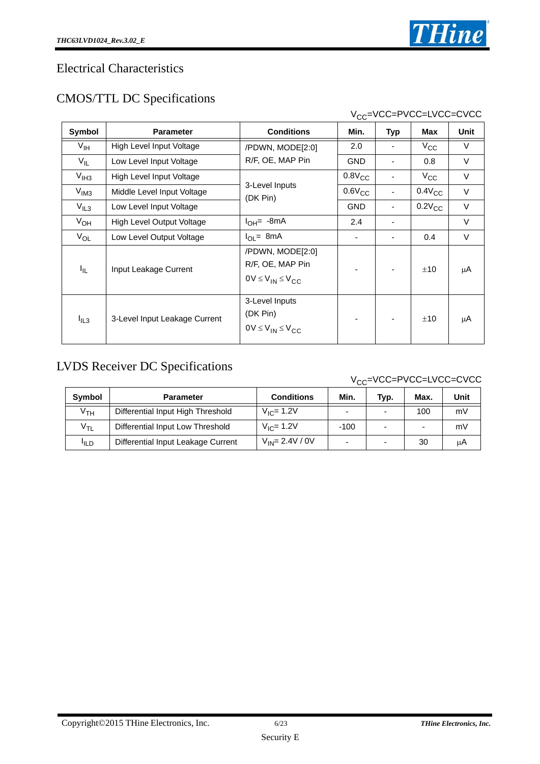# Electrical Characteristics

## CMOS/TTL DC Specifications

$V_{CC}$=VCC=PVCC=LVCC=CVCC

| Symbol | Parameter | Conditions | Min. | Typ | Max | Unit |
|---|---|---|---|---|---|---|
| $V_{IH}$ | High Level Input Voltage | /PDWN, MODE[2:0] R/F, OE, MAP Pin | 2.0 | - | $V_{CC}$ | V |
| $V_{IL}$ | Low Level Input Voltage | /PDWN, MODE[2:0] R/F, OE, MAP Pin | GND | - | 0.8 | V |
| $V_{IH3}$ | High Level Input Voltage | 3-Level Inputs (DK Pin) | $0.8V_{CC}$ | - | $V_{CC}$ | V |
| $V_{IM3}$ | Middle Level Input Voltage | 3-Level Inputs (DK Pin) | $0.6V_{CC}$ | - | $0.4V_{CC}$ | V |
| $V_{IL3}$ | Low Level Input Voltage | 3-Level Inputs (DK Pin) | GND | - | $0.2V_{CC}$ | V |
| $V_{OH}$ | High Level Output Voltage | $I_{OH}$= -8mA | 2.4 | - | | V |
| $V_{OL}$ | Low Level Output Voltage | $I_{OL}$= 8mA | - | - | 0.4 | V |
| $I_{IL}$ | Input Leakage Current | /PDWN, MODE[2:0] R/F, OE, MAP Pin $0V \leq V_{IN} \leq V_{CC}$ | - | - | ±10 | μA |
| $I_{IL3}$ | 3-Level Input Leakage Current | 3-Level Inputs (DK Pin) $0V \leq V_{IN} \leq V_{CC}$ | - | - | ±10 | μA |

## LVDS Receiver DC Specifications

$V_{CC}$=VCC=PVCC=LVCC=CVCC

| Symbol | Parameter | Conditions | Min. | Typ. | Max. | Unit |
|---|---|---|---|---|---|---|
| $V_{TH}$ | Differential Input High Threshold | $V_{IC}$= 1.2V | - | - | 100 | mV |
| $V_{TL}$ | Differential Input Low Threshold | $V_{IC}$= 1.2V | -100 | - | - | mV |
| $I_{ILD}$ | Differential Input Leakage Current | $V_{IN}$= 2.4V / 0V | - | - | 30 | μA |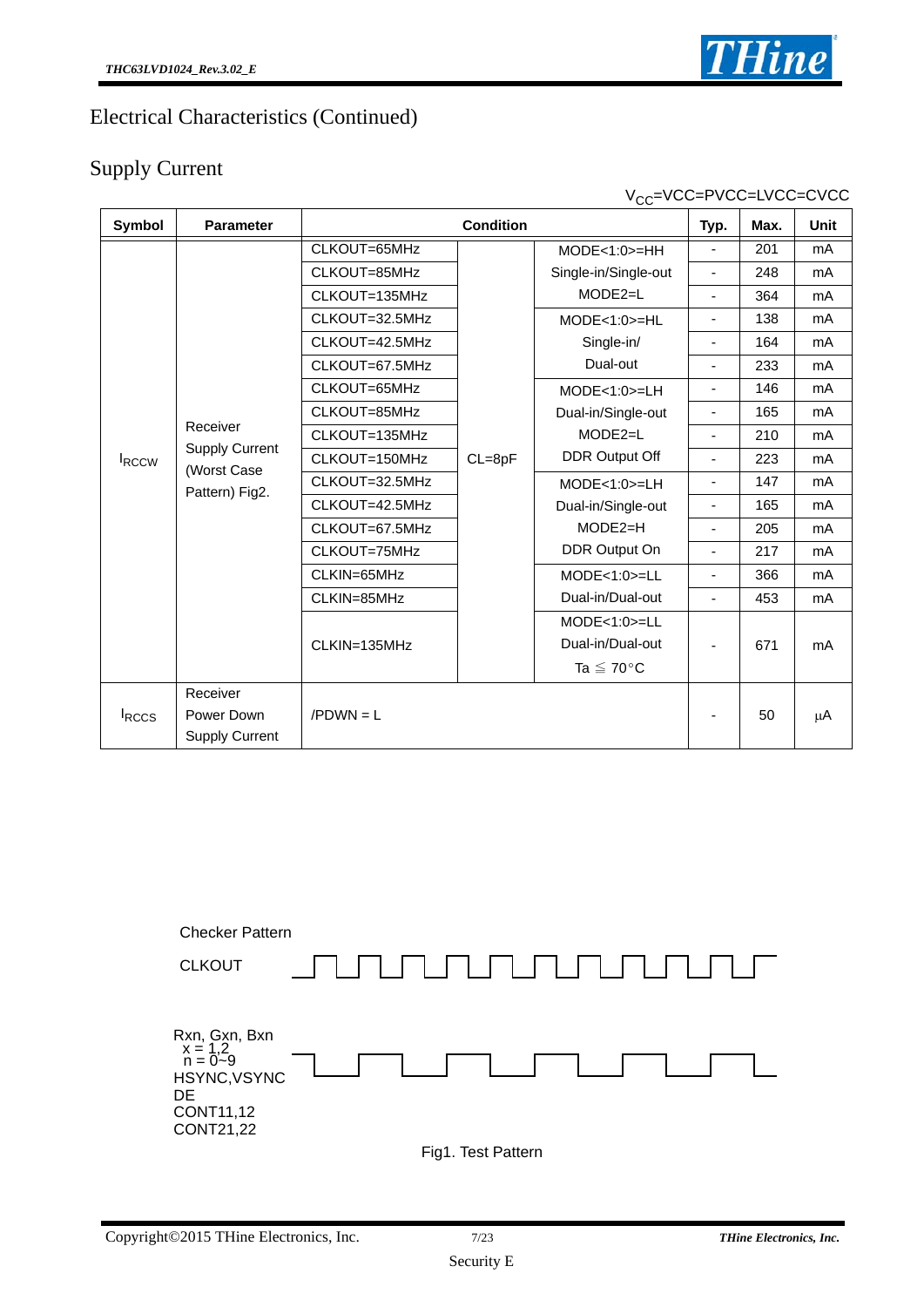# Electrical Characteristics (Continued)

## Supply Current

$V_{CC}$=VCC=PVCC=LVCC=CVCC

| Symbol | Parameter | Condition | | | Typ. | Max. | Unit |
|---|---|---|---|---|---|---|---|
| $I_{RCCW}$ | Receiver Supply Current (Worst Case Pattern) Fig2. | CLKOUT=65MHz | CL=8pF | MODE<1:0>=HH Single-in/Single-out MODE2=L | - | 201 | mA |
| | | CLKOUT=85MHz | | | - | 248 | mA |
| | | CLKOUT=135MHz | | | - | 364 | mA |
| | | CLKOUT=32.5MHz | | MODE<1:0>=HL Single-in/ Dual-out | - | 138 | mA |
| | | CLKOUT=42.5MHz | | | - | 164 | mA |
| | | CLKOUT=67.5MHz | | | - | 233 | mA |
| | | CLKOUT=65MHz | | MODE<1:0>=LH Dual-in/Single-out MODE2=L DDR Output Off | - | 146 | mA |
| | | CLKOUT=85MHz | | | - | 165 | mA |
| | | CLKOUT=135MHz | | | - | 210 | mA |
| | | CLKOUT=150MHz | | | - | 223 | mA |
| | | CLKOUT=32.5MHz | | MODE<1:0>=LH Dual-in/Single-out MODE2=H DDR Output On | - | 147 | mA |
| | | CLKOUT=42.5MHz | | | - | 165 | mA |
| | | CLKOUT=67.5MHz | | | - | 205 | mA |
| | | CLKOUT=75MHz | | | - | 217 | mA |
| | | CLKIN=65MHz | | MODE<1:0>=LL Dual-in/Dual-out | - | 366 | mA |
| | | CLKIN=85MHz | | | - | 453 | mA |
| | | CLKIN=135MHz | | MODE<1:0>=LL Dual-in/Dual-out Ta ≦ 70°C | - | 671 | mA |
| $I_{RCCS}$ | Receiver Power Down Supply Current | /PDWN = L | | | - | 50 | μA |

Checker Pattern

CLKOUT

Rxn, Gxn, Bxn
x = 1,2
n = 0~9
HSYNC,VSYNC
DE
CONT11,12
CONT21,22

Fig1. Test Pattern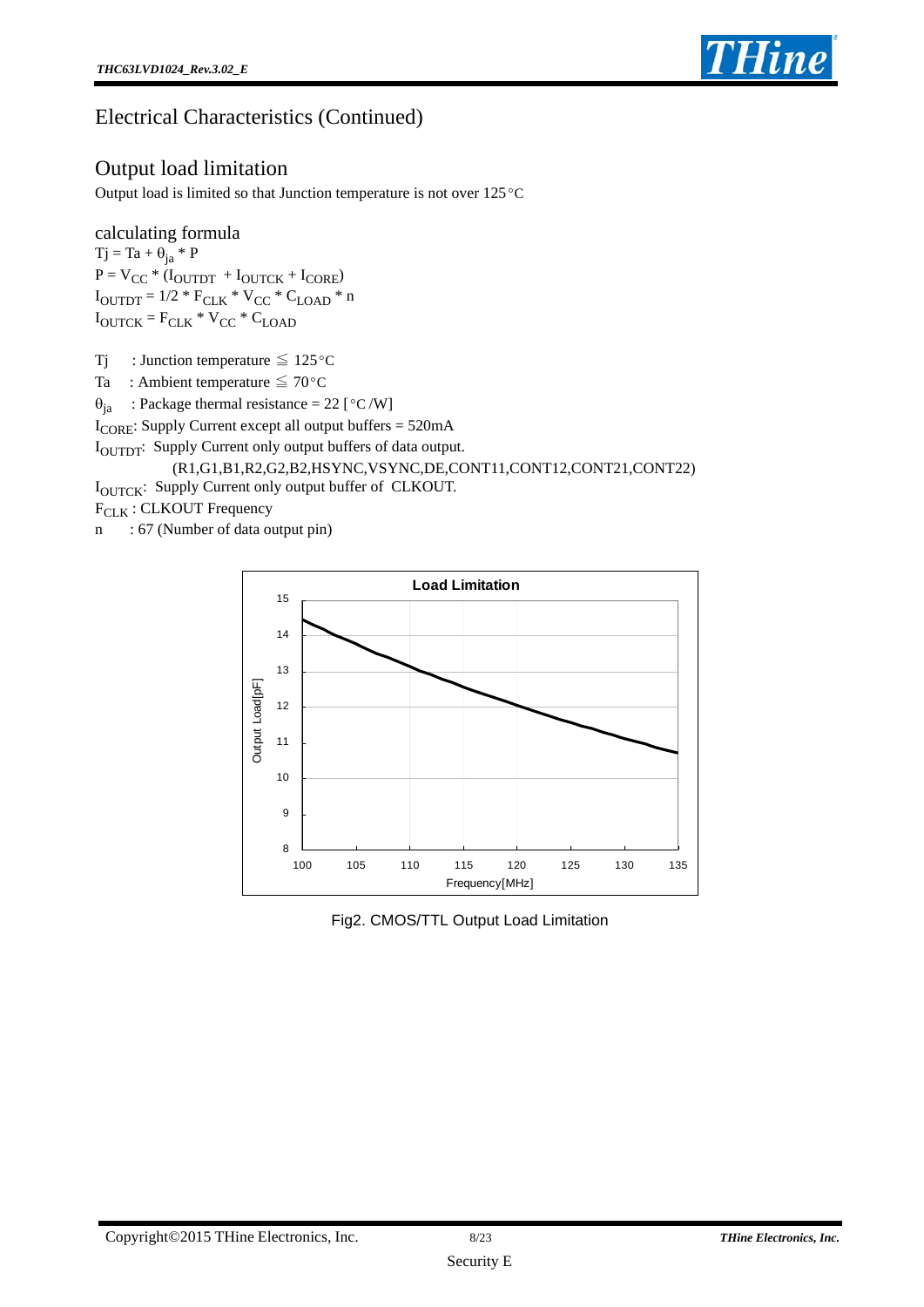## Electrical Characteristics (Continued)

## Output load limitation

Output load is limited so that Junction temperature is not over 125°C

### calculating formula

$Tj = Ta + \theta_{ja} * P$

$P = V_{CC} * (I_{OUTDT} + I_{OUTCK} + I_{CORE})$

$I_{OUTDT} = 1/2 * F_{CLK} * V_{CC} * C_{LOAD} * n$

$I_{OUTCK} = F_{CLK} * V_{CC} * C_{LOAD}$

Tj : Junction temperature ≦ 125°C

Ta : Ambient temperature ≦ 70°C

$\theta_{ja}$ : Package thermal resistance = 22 [°C/W]

$I_{CORE}$: Supply Current except all output buffers = 520mA

$I_{OUTDT}$: Supply Current only output buffers of data output.
(R1,G1,B1,R2,G2,B2,HSYNC,VSYNC,DE,CONT11,CONT12,CONT21,CONT22)

$I_{OUTCK}$: Supply Current only output buffer of CLKOUT.

$F_{CLK}$ : CLKOUT Frequency

n : 67 (Number of data output pin)

Fig2. CMOS/TTL Output Load Limitation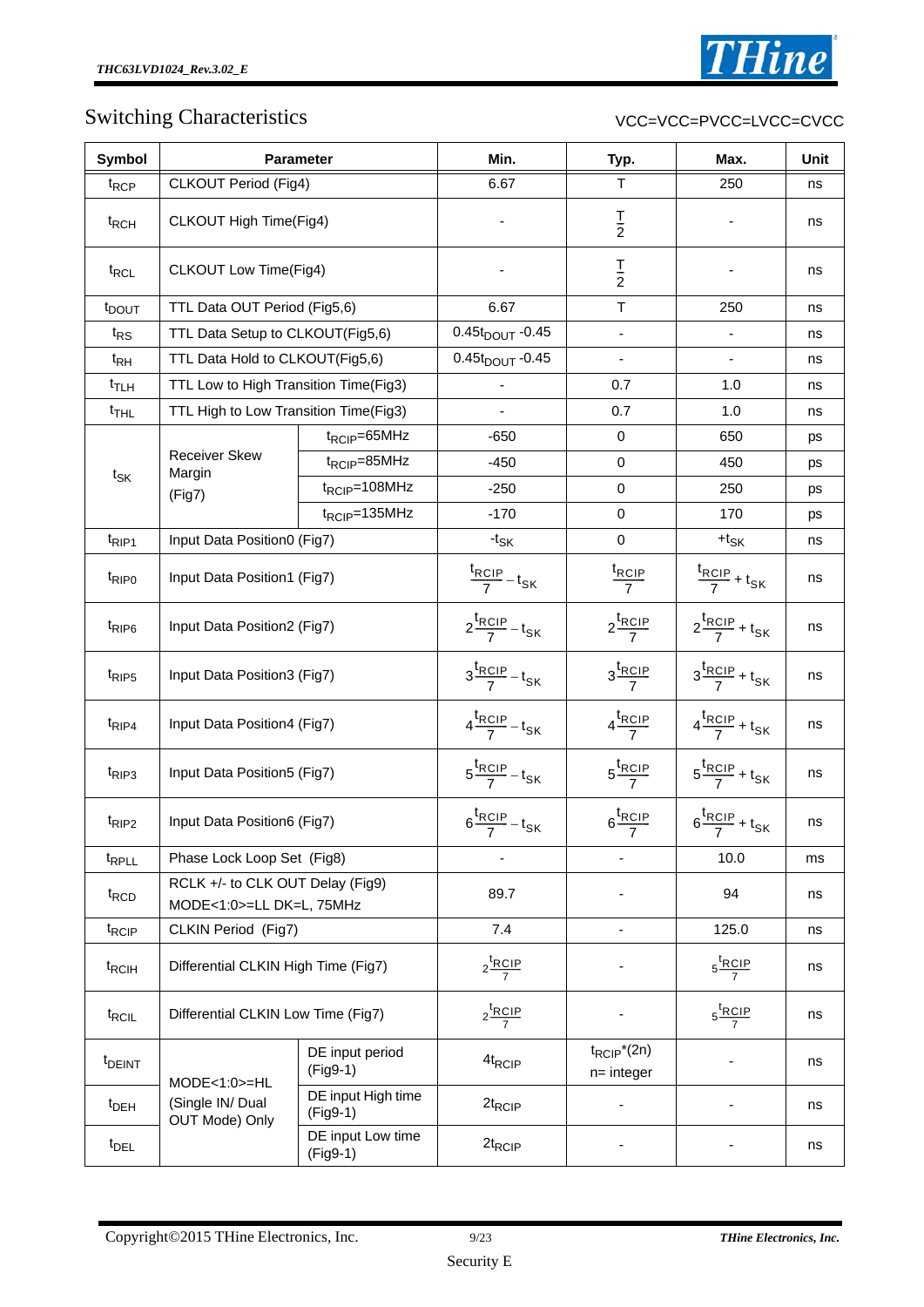## Switching Characteristics

VCC=VCC=PVCC=LVCC=CVCC

| Symbol | Parameter | | Min. | Typ. | Max. | Unit |
|---|---|---|---|---|---|---|
| $t_{RCP}$ | CLKOUT Period (Fig4) | | 6.67 | T | 250 | ns |
| $t_{RCH}$ | CLKOUT High Time(Fig4) | | - | $\frac{T}{2}$ | - | ns |
| $t_{RCL}$ | CLKOUT Low Time(Fig4) | | - | $\frac{T}{2}$ | - | ns |
| $t_{DOUT}$ | TTL Data OUT Period (Fig5,6) | | 6.67 | T | 250 | ns |
| $t_{RS}$ | TTL Data Setup to CLKOUT(Fig5,6) | | $0.45t_{DOUT}$ -0.45 | - | - | ns |
| $t_{RH}$ | TTL Data Hold to CLKOUT(Fig5,6) | | $0.45t_{DOUT}$ -0.45 | - | - | ns |
| $t_{TLH}$ | TTL Low to High Transition Time(Fig3) | | - | 0.7 | 1.0 | ns |
| $t_{THL}$ | TTL High to Low Transition Time(Fig3) | | - | 0.7 | 1.0 | ns |
| $t_{SK}$ | Receiver Skew Margin (Fig7) | $t_{RCIP}$=65MHz | -650 | 0 | 650 | ps |
| | | $t_{RCIP}$=85MHz | -450 | 0 | 450 | ps |
| | | $t_{RCIP}$=108MHz | -250 | 0 | 250 | ps |
| | | $t_{RCIP}$=135MHz | -170 | 0 | 170 | ps |
| $t_{RIP1}$ | Input Data Position0 (Fig7) | | $-t_{SK}$ | 0 | $+t_{SK}$ | ns |
| $t_{RIP0}$ | Input Data Position1 (Fig7) | | $\frac{t_{RCIP}}{7} - t_{SK}$ | $\frac{t_{RCIP}}{7}$ | $\frac{t_{RCIP}}{7} + t_{SK}$ | ns |
| $t_{RIP6}$ | Input Data Position2 (Fig7) | | $2\frac{t_{RCIP}}{7} - t_{SK}$ | $2\frac{t_{RCIP}}{7}$ | $2\frac{t_{RCIP}}{7} + t_{SK}$ | ns |
| $t_{RIP5}$ | Input Data Position3 (Fig7) | | $3\frac{t_{RCIP}}{7} - t_{SK}$ | $3\frac{t_{RCIP}}{7}$ | $3\frac{t_{RCIP}}{7} + t_{SK}$ | ns |
| $t_{RIP4}$ | Input Data Position4 (Fig7) | | $4\frac{t_{RCIP}}{7} - t_{SK}$ | $4\frac{t_{RCIP}}{7}$ | $4\frac{t_{RCIP}}{7} + t_{SK}$ | ns |
| $t_{RIP3}$ | Input Data Position5 (Fig7) | | $5\frac{t_{RCIP}}{7} - t_{SK}$ | $5\frac{t_{RCIP}}{7}$ | $5\frac{t_{RCIP}}{7} + t_{SK}$ | ns |
| $t_{RIP2}$ | Input Data Position6 (Fig7) | | $6\frac{t_{RCIP}}{7} - t_{SK}$ | $6\frac{t_{RCIP}}{7}$ | $6\frac{t_{RCIP}}{7} + t_{SK}$ | ns |
| $t_{RPLL}$ | Phase Lock Loop Set (Fig8) | | - | - | 10.0 | ms |
| $t_{RCD}$ | RCLK +/- to CLK OUT Delay (Fig9) MODE<1:0>=LL DK=L, 75MHz | | 89.7 | - | 94 | ns |
| $t_{RCIP}$ | CLKIN Period (Fig7) | | 7.4 | - | 125.0 | ns |
| $t_{RCIH}$ | Differential CLKIN High Time (Fig7) | | $2\frac{t_{RCIP}}{7}$ | - | $5\frac{t_{RCIP}}{7}$ | ns |
| $t_{RCIL}$ | Differential CLKIN Low Time (Fig7) | | $2\frac{t_{RCIP}}{7}$ | - | $5\frac{t_{RCIP}}{7}$ | ns |
| $t_{DEINT}$ | MODE<1:0>=HL (Single IN/ Dual OUT Mode) Only | DE input period (Fig9-1) | $4t_{RCIP}$ | $t_{RCIP}$*(2n) n= integer | - | ns |
| $t_{DEH}$ | | DE input High time (Fig9-1) | $2t_{RCIP}$ | - | - | ns |
| $t_{DEL}$ | | DE input Low time (Fig9-1) | $2t_{RCIP}$ | - | - | ns |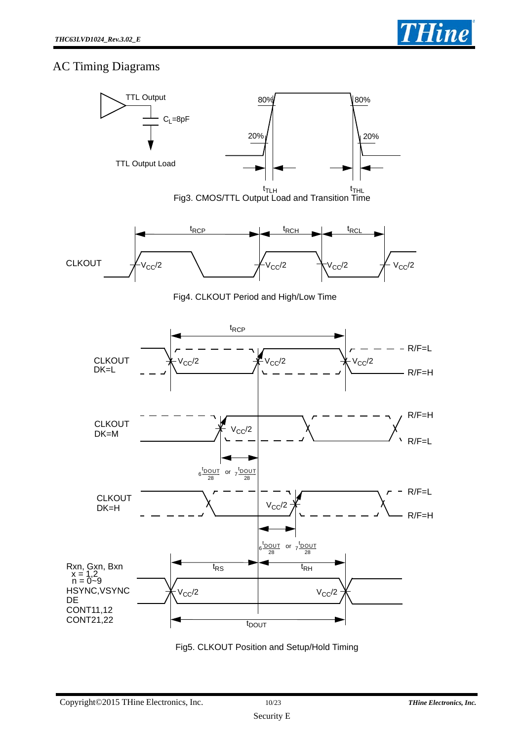## AC Timing Diagrams

Fig3. CMOS/TTL Output Load and Transition Time

Fig4. CLKOUT Period and High/Low Time

Fig5. CLKOUT Position and Setup/Hold Timing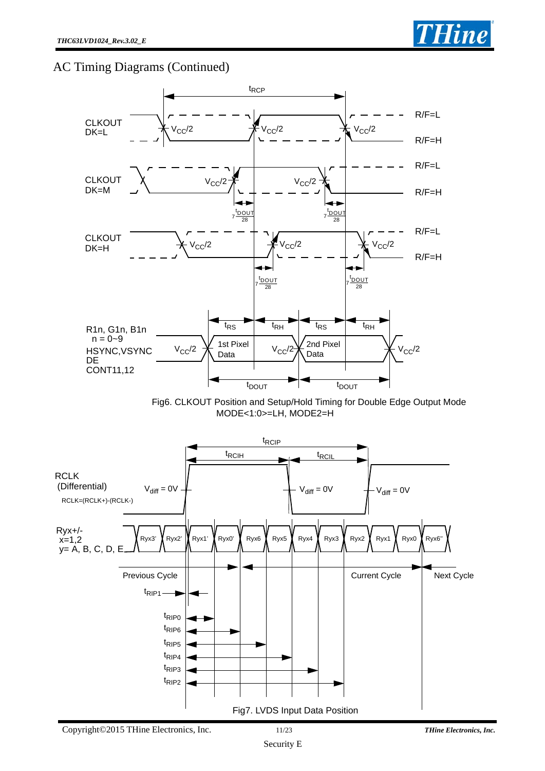# AC Timing Diagrams (Continued)

Fig6. CLKOUT Position and Setup/Hold Timing for Double Edge Output Mode
MODE<1:0>=LH, MODE2=H

Fig7. LVDS Input Data Position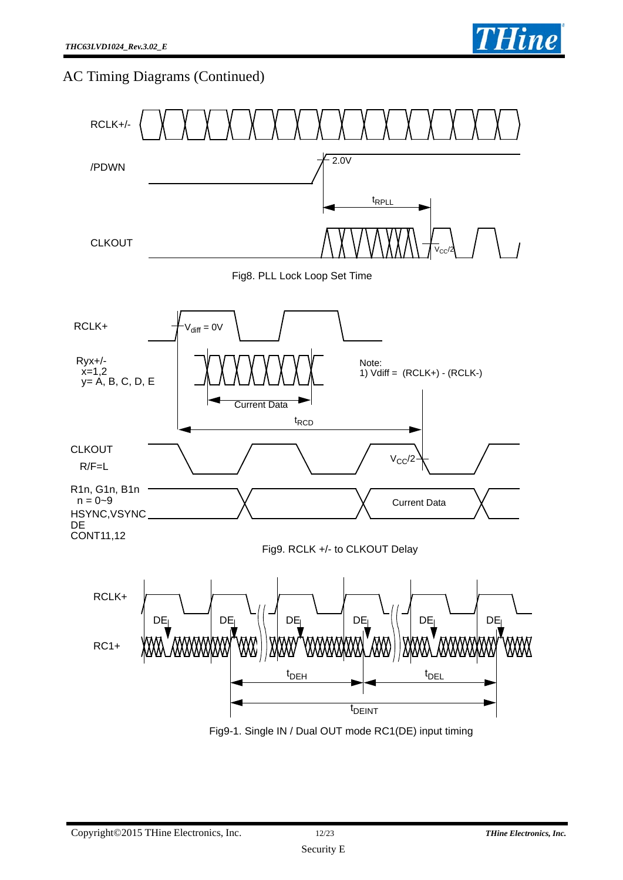## AC Timing Diagrams (Continued)

RCLK+/-

/PDWN

2.0V

$t_{RPLL}$

CLKOUT

$V_{CC}/2$

Fig8. PLL Lock Loop Set Time

RCLK+

$V_{diff}$ = 0V

Ryx+/-
x=1,2
y= A, B, C, D, E

Current Data

Note:
1) Vdiff = (RCLK+) - (RCLK-)

$t_{RCD}$

CLKOUT
R/F=L

$V_{CC}/2$

R1n, G1n, B1n
n = 0~9
HSYNC,VSYNC
DE
CONT11,12

Current Data

Fig9. RCLK +/- to CLKOUT Delay

RCLK+

DE

RC1+

$t_{DEH}$

$t_{DEL}$

$t_{DEINT}$

Fig9-1. Single IN / Dual OUT mode RC1(DE) input timing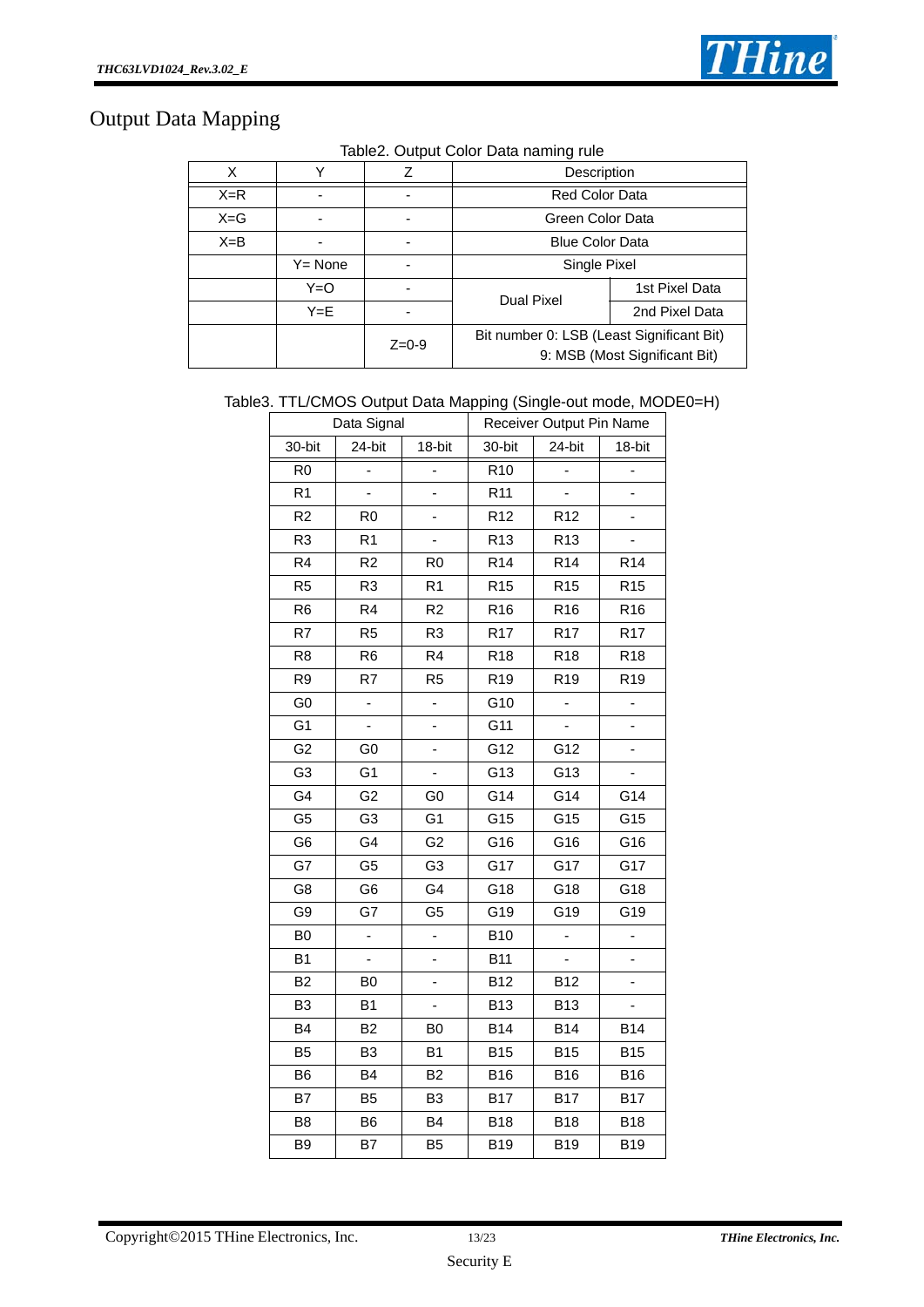# Output Data Mapping

Table2. Output Color Data naming rule

| X | Y | Z | Description | |
|---|---|---|---|---|
| X=R | - | - | Red Color Data | |
| X=G | - | - | Green Color Data | |
| X=B | - | - | Blue Color Data | |
| | Y= None | - | Single Pixel | |
| | Y=O | - | Dual Pixel | 1st Pixel Data |
| | Y=E | - | | 2nd Pixel Data |
| | | Z=0-9 | Bit number 0: LSB (Least Significant Bit) 9: MSB (Most Significant Bit) | |

Table3. TTL/CMOS Output Data Mapping (Single-out mode, MODE0=H)

| Data Signal | | | Receiver Output Pin Name | | |
|---|---|---|---|---|---|
| 30-bit | 24-bit | 18-bit | 30-bit | 24-bit | 18-bit |
| R0 | - | - | R10 | - | - |
| R1 | - | - | R11 | - | - |
| R2 | R0 | - | R12 | R12 | - |
| R3 | R1 | - | R13 | R13 | - |
| R4 | R2 | R0 | R14 | R14 | R14 |
| R5 | R3 | R1 | R15 | R15 | R15 |
| R6 | R4 | R2 | R16 | R16 | R16 |
| R7 | R5 | R3 | R17 | R17 | R17 |
| R8 | R6 | R4 | R18 | R18 | R18 |
| R9 | R7 | R5 | R19 | R19 | R19 |
| G0 | - | - | G10 | - | - |
| G1 | - | - | G11 | - | - |
| G2 | G0 | - | G12 | G12 | - |
| G3 | G1 | - | G13 | G13 | - |
| G4 | G2 | G0 | G14 | G14 | G14 |
| G5 | G3 | G1 | G15 | G15 | G15 |
| G6 | G4 | G2 | G16 | G16 | G16 |
| G7 | G5 | G3 | G17 | G17 | G17 |
| G8 | G6 | G4 | G18 | G18 | G18 |
| G9 | G7 | G5 | G19 | G19 | G19 |
| B0 | - | - | B10 | - | - |
| B1 | - | - | B11 | - | - |
| B2 | B0 | - | B12 | B12 | - |
| B3 | B1 | - | B13 | B13 | - |
| B4 | B2 | B0 | B14 | B14 | B14 |
| B5 | B3 | B1 | B15 | B15 | B15 |
| B6 | B4 | B2 | B16 | B16 | B16 |
| B7 | B5 | B3 | B17 | B17 | B17 |
| B8 | B6 | B4 | B18 | B18 | B18 |
| B9 | B7 | B5 | B19 | B19 | B19 |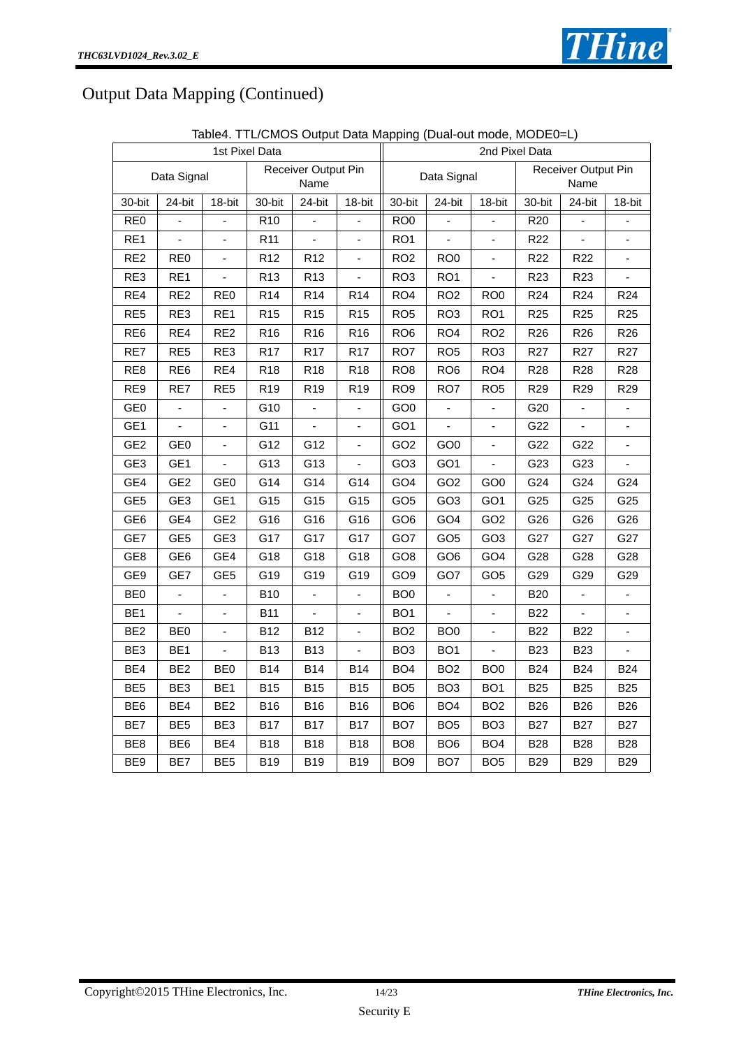# Output Data Mapping (Continued)

Table4. TTL/CMOS Output Data Mapping (Dual-out mode, MODE0=L)

| 1st Pixel Data | | | | | | 2nd Pixel Data | | | | | |
|---|---|---|---|---|---|---|---|---|---|---|---|
| Data Signal | | | Receiver Output Pin Name | | | Data Signal | | | Receiver Output Pin Name | | |
| 30-bit | 24-bit | 18-bit | 30-bit | 24-bit | 18-bit | 30-bit | 24-bit | 18-bit | 30-bit | 24-bit | 18-bit |
| RE0 | - | - | R10 | - | - | RO0 | - | - | R20 | - | - |
| RE1 | - | - | R11 | - | - | RO1 | - | - | R22 | - | - |
| RE2 | RE0 | - | R12 | R12 | - | RO2 | RO0 | - | R22 | R22 | - |
| RE3 | RE1 | - | R13 | R13 | - | RO3 | RO1 | - | R23 | R23 | - |
| RE4 | RE2 | RE0 | R14 | R14 | R14 | RO4 | RO2 | RO0 | R24 | R24 | R24 |
| RE5 | RE3 | RE1 | R15 | R15 | R15 | RO5 | RO3 | RO1 | R25 | R25 | R25 |
| RE6 | RE4 | RE2 | R16 | R16 | R16 | RO6 | RO4 | RO2 | R26 | R26 | R26 |
| RE7 | RE5 | RE3 | R17 | R17 | R17 | RO7 | RO5 | RO3 | R27 | R27 | R27 |
| RE8 | RE6 | RE4 | R18 | R18 | R18 | RO8 | RO6 | RO4 | R28 | R28 | R28 |
| RE9 | RE7 | RE5 | R19 | R19 | R19 | RO9 | RO7 | RO5 | R29 | R29 | R29 |
| GE0 | - | - | G10 | - | - | GO0 | - | - | G20 | - | - |
| GE1 | - | - | G11 | - | - | GO1 | - | - | G22 | - | - |
| GE2 | GE0 | - | G12 | G12 | - | GO2 | GO0 | - | G22 | G22 | - |
| GE3 | GE1 | - | G13 | G13 | - | GO3 | GO1 | - | G23 | G23 | - |
| GE4 | GE2 | GE0 | G14 | G14 | G14 | GO4 | GO2 | GO0 | G24 | G24 | G24 |
| GE5 | GE3 | GE1 | G15 | G15 | G15 | GO5 | GO3 | GO1 | G25 | G25 | G25 |
| GE6 | GE4 | GE2 | G16 | G16 | G16 | GO6 | GO4 | GO2 | G26 | G26 | G26 |
| GE7 | GE5 | GE3 | G17 | G17 | G17 | GO7 | GO5 | GO3 | G27 | G27 | G27 |
| GE8 | GE6 | GE4 | G18 | G18 | G18 | GO8 | GO6 | GO4 | G28 | G28 | G28 |
| GE9 | GE7 | GE5 | G19 | G19 | G19 | GO9 | GO7 | GO5 | G29 | G29 | G29 |
| BE0 | - | - | B10 | - | - | BO0 | - | - | B20 | - | - |
| BE1 | - | - | B11 | - | - | BO1 | - | - | B22 | - | - |
| BE2 | BE0 | - | B12 | B12 | - | BO2 | BO0 | - | B22 | B22 | - |
| BE3 | BE1 | - | B13 | B13 | - | BO3 | BO1 | - | B23 | B23 | - |
| BE4 | BE2 | BE0 | B14 | B14 | B14 | BO4 | BO2 | BO0 | B24 | B24 | B24 |
| BE5 | BE3 | BE1 | B15 | B15 | B15 | BO5 | BO3 | BO1 | B25 | B25 | B25 |
| BE6 | BE4 | BE2 | B16 | B16 | B16 | BO6 | BO4 | BO2 | B26 | B26 | B26 |
| BE7 | BE5 | BE3 | B17 | B17 | B17 | BO7 | BO5 | BO3 | B27 | B27 | B27 |
| BE8 | BE6 | BE4 | B18 | B18 | B18 | BO8 | BO6 | BO4 | B28 | B28 | B28 |
| BE9 | BE7 | BE5 | B19 | B19 | B19 | BO9 | BO7 | BO5 | B29 | B29 | B29 |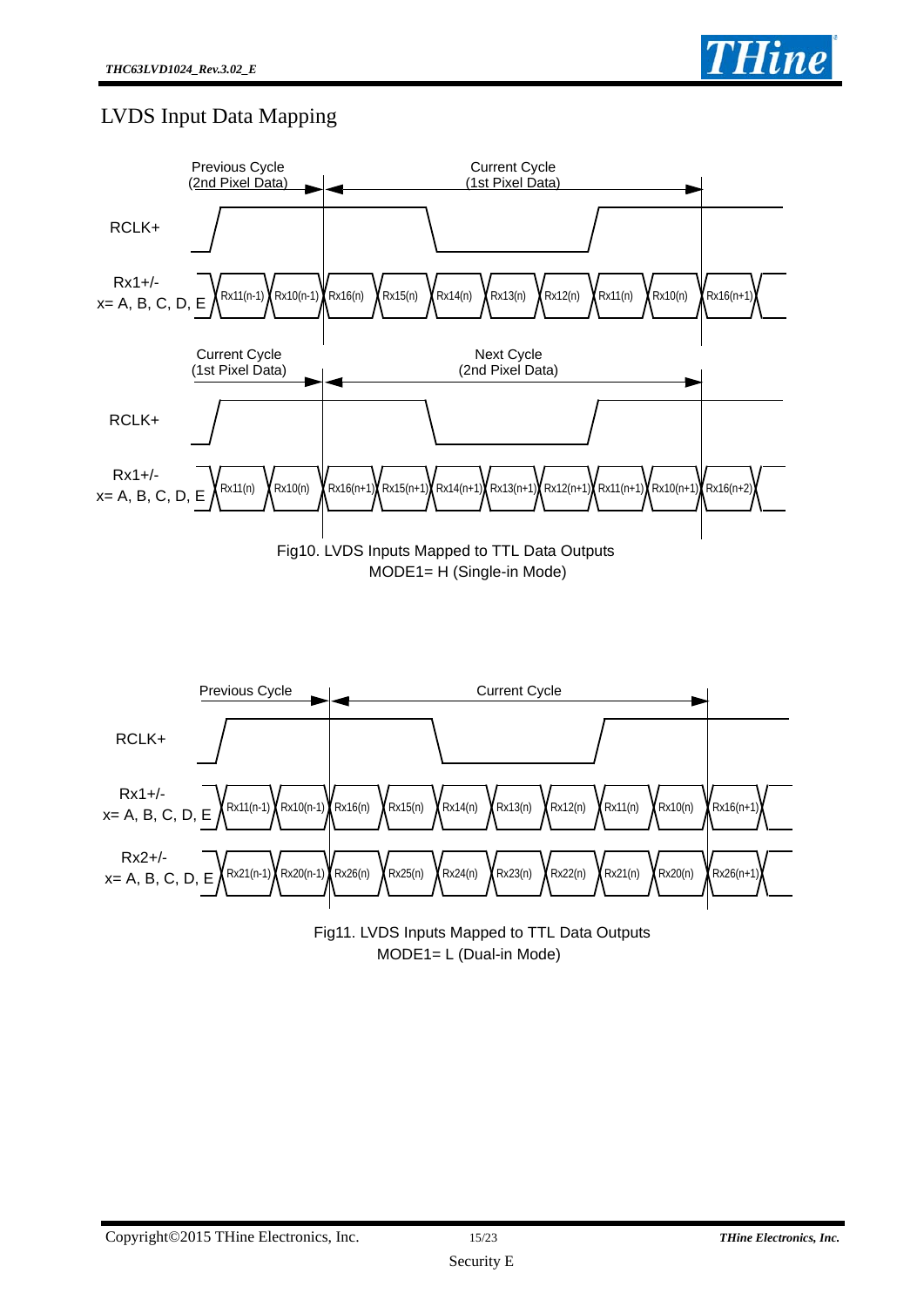# LVDS Input Data Mapping

Previous Cycle (2nd Pixel Data) | Current Cycle (1st Pixel Data)

RCLK+

Rx1+/- x= A, B, C, D, E: Rx11(n-1) | Rx10(n-1) | Rx16(n) | Rx15(n) | Rx14(n) | Rx13(n) | Rx12(n) | Rx11(n) | Rx10(n) | Rx16(n+1)

Current Cycle (1st Pixel Data) | Next Cycle (2nd Pixel Data)

RCLK+

Rx1+/- x= A, B, C, D, E: Rx11(n) | Rx10(n) | Rx16(n+1) | Rx15(n+1) | Rx14(n+1) | Rx13(n+1) | Rx12(n+1) | Rx11(n+1) | Rx10(n+1) | Rx16(n+2)

Fig10. LVDS Inputs Mapped to TTL Data Outputs
MODE1= H (Single-in Mode)

Previous Cycle | Current Cycle

RCLK+

Rx1+/- x= A, B, C, D, E: Rx11(n-1) | Rx10(n-1) | Rx16(n) | Rx15(n) | Rx14(n) | Rx13(n) | Rx12(n) | Rx11(n) | Rx10(n) | Rx16(n+1)

Rx2+/- x= A, B, C, D, E: Rx21(n-1) | Rx20(n-1) | Rx26(n) | Rx25(n) | Rx24(n) | Rx23(n) | Rx22(n) | Rx21(n) | Rx20(n) | Rx26(n+1)

Fig11. LVDS Inputs Mapped to TTL Data Outputs
MODE1= L (Dual-in Mode)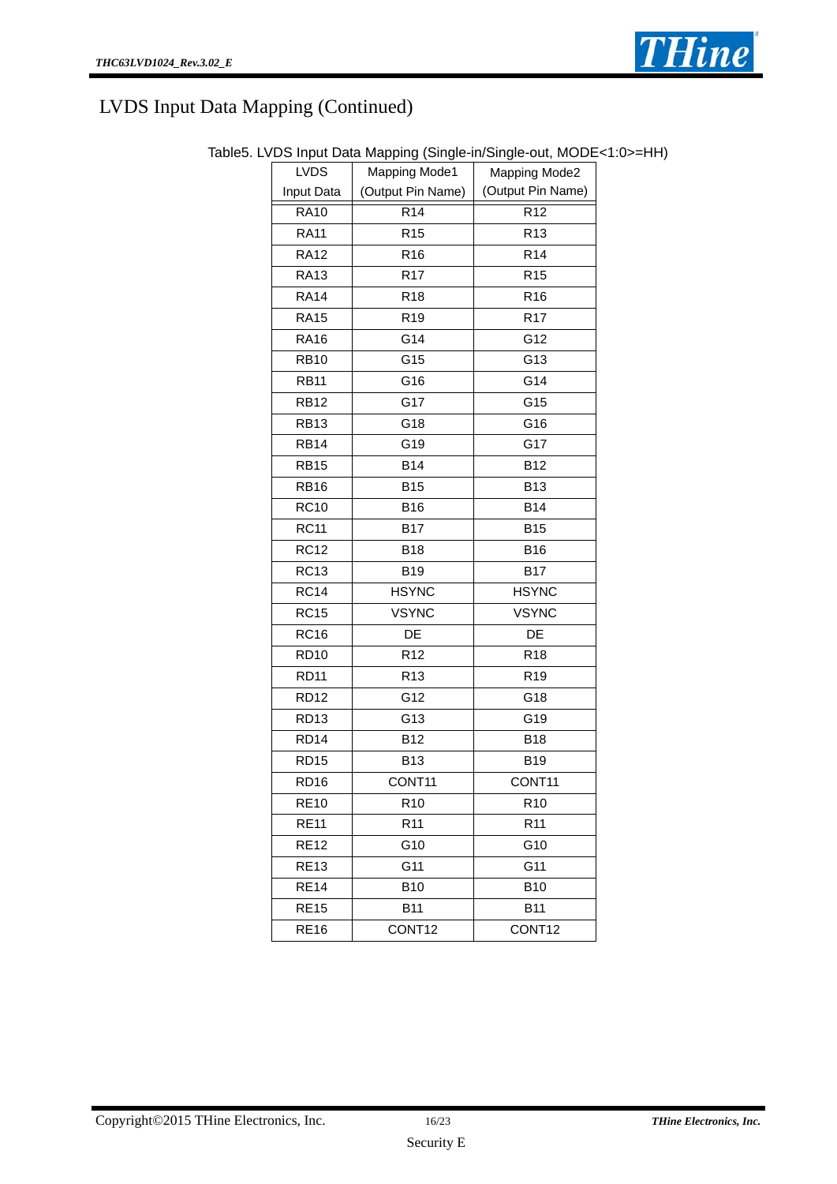# LVDS Input Data Mapping (Continued)

Table5. LVDS Input Data Mapping (Single-in/Single-out, MODE<1:0>=HH)

| LVDS Input Data | Mapping Mode1 (Output Pin Name) | Mapping Mode2 (Output Pin Name) |
|---|---|---|
| RA10 | R14 | R12 |
| RA11 | R15 | R13 |
| RA12 | R16 | R14 |
| RA13 | R17 | R15 |
| RA14 | R18 | R16 |
| RA15 | R19 | R17 |
| RA16 | G14 | G12 |
| RB10 | G15 | G13 |
| RB11 | G16 | G14 |
| RB12 | G17 | G15 |
| RB13 | G18 | G16 |
| RB14 | G19 | G17 |
| RB15 | B14 | B12 |
| RB16 | B15 | B13 |
| RC10 | B16 | B14 |
| RC11 | B17 | B15 |
| RC12 | B18 | B16 |
| RC13 | B19 | B17 |
| RC14 | HSYNC | HSYNC |
| RC15 | VSYNC | VSYNC |
| RC16 | DE | DE |
| RD10 | R12 | R18 |
| RD11 | R13 | R19 |
| RD12 | G12 | G18 |
| RD13 | G13 | G19 |
| RD14 | B12 | B18 |
| RD15 | B13 | B19 |
| RD16 | CONT11 | CONT11 |
| RE10 | R10 | R10 |
| RE11 | R11 | R11 |
| RE12 | G10 | G10 |
| RE13 | G11 | G11 |
| RE14 | B10 | B10 |
| RE15 | B11 | B11 |
| RE16 | CONT12 | CONT12 |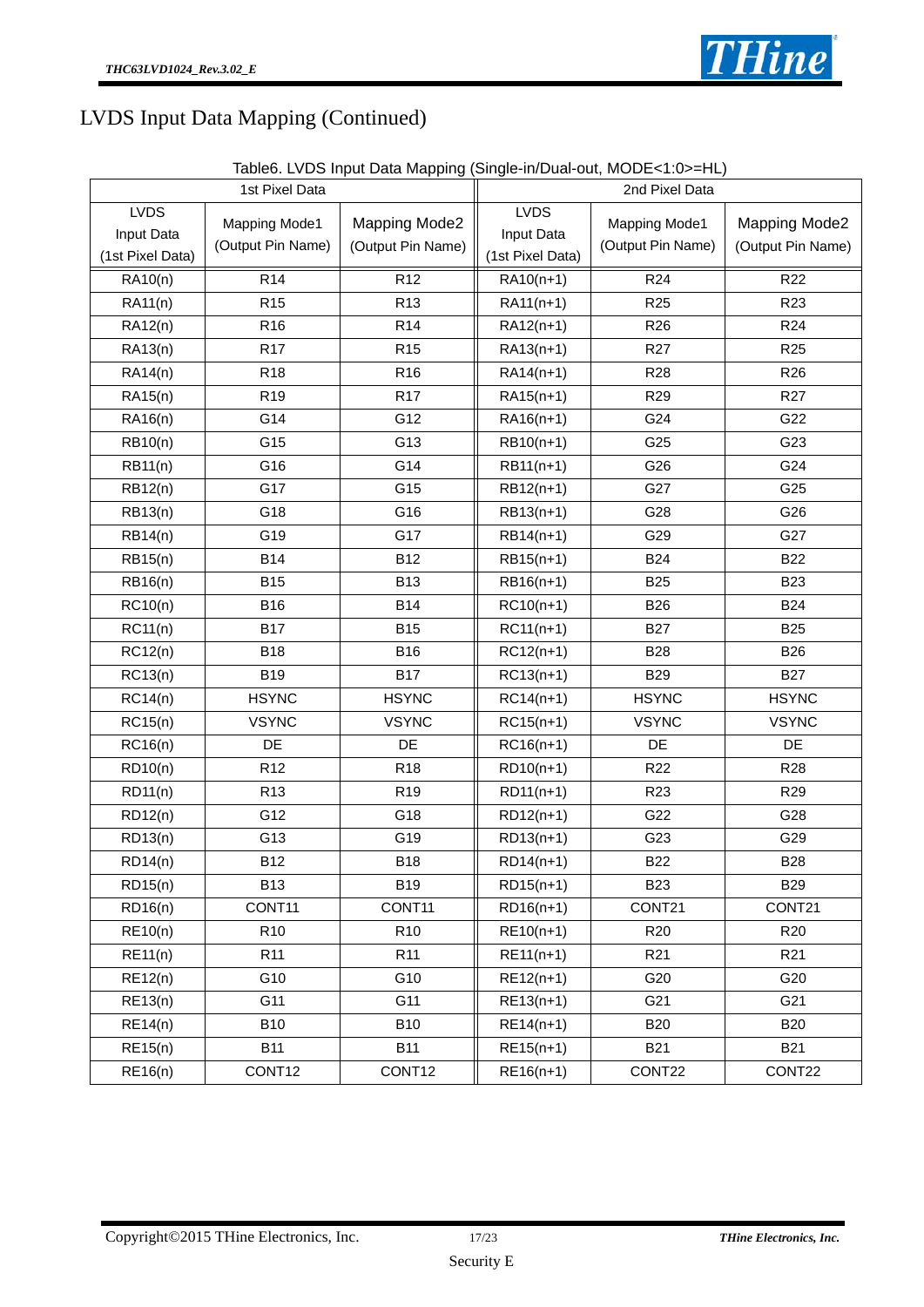# LVDS Input Data Mapping (Continued)

Table6. LVDS Input Data Mapping (Single-in/Dual-out, MODE<1:0>=HL)

| 1st Pixel Data | | | 2nd Pixel Data | | |
|---|---|---|---|---|---|
| LVDS Input Data (1st Pixel Data) | Mapping Mode1 (Output Pin Name) | Mapping Mode2 (Output Pin Name) | LVDS Input Data (1st Pixel Data) | Mapping Mode1 (Output Pin Name) | Mapping Mode2 (Output Pin Name) |
| RA10(n) | R14 | R12 | RA10(n+1) | R24 | R22 |
| RA11(n) | R15 | R13 | RA11(n+1) | R25 | R23 |
| RA12(n) | R16 | R14 | RA12(n+1) | R26 | R24 |
| RA13(n) | R17 | R15 | RA13(n+1) | R27 | R25 |
| RA14(n) | R18 | R16 | RA14(n+1) | R28 | R26 |
| RA15(n) | R19 | R17 | RA15(n+1) | R29 | R27 |
| RA16(n) | G14 | G12 | RA16(n+1) | G24 | G22 |
| RB10(n) | G15 | G13 | RB10(n+1) | G25 | G23 |
| RB11(n) | G16 | G14 | RB11(n+1) | G26 | G24 |
| RB12(n) | G17 | G15 | RB12(n+1) | G27 | G25 |
| RB13(n) | G18 | G16 | RB13(n+1) | G28 | G26 |
| RB14(n) | G19 | G17 | RB14(n+1) | G29 | G27 |
| RB15(n) | B14 | B12 | RB15(n+1) | B24 | B22 |
| RB16(n) | B15 | B13 | RB16(n+1) | B25 | B23 |
| RC10(n) | B16 | B14 | RC10(n+1) | B26 | B24 |
| RC11(n) | B17 | B15 | RC11(n+1) | B27 | B25 |
| RC12(n) | B18 | B16 | RC12(n+1) | B28 | B26 |
| RC13(n) | B19 | B17 | RC13(n+1) | B29 | B27 |
| RC14(n) | HSYNC | HSYNC | RC14(n+1) | HSYNC | HSYNC |
| RC15(n) | VSYNC | VSYNC | RC15(n+1) | VSYNC | VSYNC |
| RC16(n) | DE | DE | RC16(n+1) | DE | DE |
| RD10(n) | R12 | R18 | RD10(n+1) | R22 | R28 |
| RD11(n) | R13 | R19 | RD11(n+1) | R23 | R29 |
| RD12(n) | G12 | G18 | RD12(n+1) | G22 | G28 |
| RD13(n) | G13 | G19 | RD13(n+1) | G23 | G29 |
| RD14(n) | B12 | B18 | RD14(n+1) | B22 | B28 |
| RD15(n) | B13 | B19 | RD15(n+1) | B23 | B29 |
| RD16(n) | CONT11 | CONT11 | RD16(n+1) | CONT21 | CONT21 |
| RE10(n) | R10 | R10 | RE10(n+1) | R20 | R20 |
| RE11(n) | R11 | R11 | RE11(n+1) | R21 | R21 |
| RE12(n) | G10 | G10 | RE12(n+1) | G20 | G20 |
| RE13(n) | G11 | G11 | RE13(n+1) | G21 | G21 |
| RE14(n) | B10 | B10 | RE14(n+1) | B20 | B20 |
| RE15(n) | B11 | B11 | RE15(n+1) | B21 | B21 |
| RE16(n) | CONT12 | CONT12 | RE16(n+1) | CONT22 | CONT22 |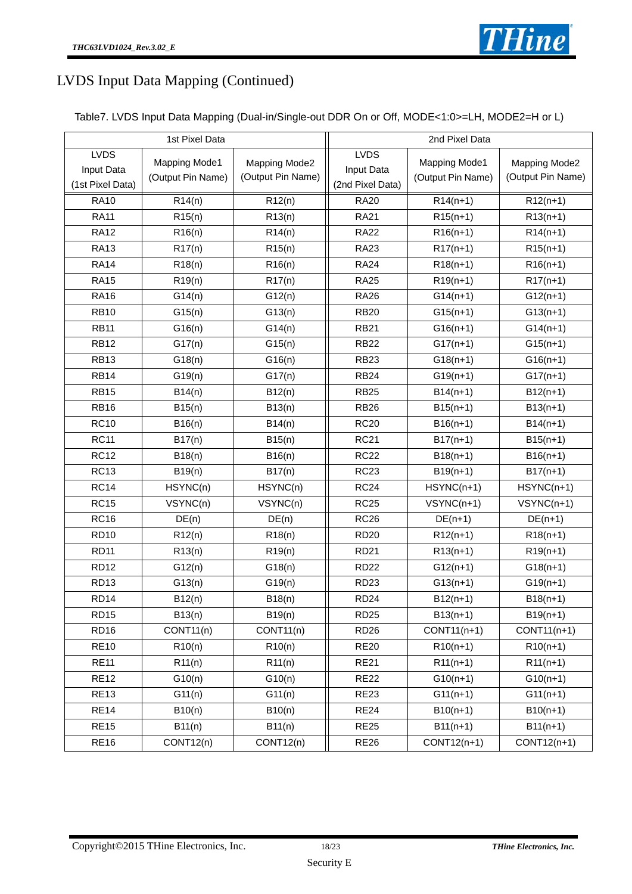# LVDS Input Data Mapping (Continued)

Table7. LVDS Input Data Mapping (Dual-in/Single-out DDR On or Off, MODE<1:0>=LH, MODE2=H or L)

| 1st Pixel Data | | | 2nd Pixel Data | | |
|---|---|---|---|---|---|
| LVDS Input Data (1st Pixel Data) | Mapping Mode1 (Output Pin Name) | Mapping Mode2 (Output Pin Name) | LVDS Input Data (2nd Pixel Data) | Mapping Mode1 (Output Pin Name) | Mapping Mode2 (Output Pin Name) |
| RA10 | R14(n) | R12(n) | RA20 | R14(n+1) | R12(n+1) |
| RA11 | R15(n) | R13(n) | RA21 | R15(n+1) | R13(n+1) |
| RA12 | R16(n) | R14(n) | RA22 | R16(n+1) | R14(n+1) |
| RA13 | R17(n) | R15(n) | RA23 | R17(n+1) | R15(n+1) |
| RA14 | R18(n) | R16(n) | RA24 | R18(n+1) | R16(n+1) |
| RA15 | R19(n) | R17(n) | RA25 | R19(n+1) | R17(n+1) |
| RA16 | G14(n) | G12(n) | RA26 | G14(n+1) | G12(n+1) |
| RB10 | G15(n) | G13(n) | RB20 | G15(n+1) | G13(n+1) |
| RB11 | G16(n) | G14(n) | RB21 | G16(n+1) | G14(n+1) |
| RB12 | G17(n) | G15(n) | RB22 | G17(n+1) | G15(n+1) |
| RB13 | G18(n) | G16(n) | RB23 | G18(n+1) | G16(n+1) |
| RB14 | G19(n) | G17(n) | RB24 | G19(n+1) | G17(n+1) |
| RB15 | B14(n) | B12(n) | RB25 | B14(n+1) | B12(n+1) |
| RB16 | B15(n) | B13(n) | RB26 | B15(n+1) | B13(n+1) |
| RC10 | B16(n) | B14(n) | RC20 | B16(n+1) | B14(n+1) |
| RC11 | B17(n) | B15(n) | RC21 | B17(n+1) | B15(n+1) |
| RC12 | B18(n) | B16(n) | RC22 | B18(n+1) | B16(n+1) |
| RC13 | B19(n) | B17(n) | RC23 | B19(n+1) | B17(n+1) |
| RC14 | HSYNC(n) | HSYNC(n) | RC24 | HSYNC(n+1) | HSYNC(n+1) |
| RC15 | VSYNC(n) | VSYNC(n) | RC25 | VSYNC(n+1) | VSYNC(n+1) |
| RC16 | DE(n) | DE(n) | RC26 | DE(n+1) | DE(n+1) |
| RD10 | R12(n) | R18(n) | RD20 | R12(n+1) | R18(n+1) |
| RD11 | R13(n) | R19(n) | RD21 | R13(n+1) | R19(n+1) |
| RD12 | G12(n) | G18(n) | RD22 | G12(n+1) | G18(n+1) |
| RD13 | G13(n) | G19(n) | RD23 | G13(n+1) | G19(n+1) |
| RD14 | B12(n) | B18(n) | RD24 | B12(n+1) | B18(n+1) |
| RD15 | B13(n) | B19(n) | RD25 | B13(n+1) | B19(n+1) |
| RD16 | CONT11(n) | CONT11(n) | RD26 | CONT11(n+1) | CONT11(n+1) |
| RE10 | R10(n) | R10(n) | RE20 | R10(n+1) | R10(n+1) |
| RE11 | R11(n) | R11(n) | RE21 | R11(n+1) | R11(n+1) |
| RE12 | G10(n) | G10(n) | RE22 | G10(n+1) | G10(n+1) |
| RE13 | G11(n) | G11(n) | RE23 | G11(n+1) | G11(n+1) |
| RE14 | B10(n) | B10(n) | RE24 | B10(n+1) | B10(n+1) |
| RE15 | B11(n) | B11(n) | RE25 | B11(n+1) | B11(n+1) |
| RE16 | CONT12(n) | CONT12(n) | RE26 | CONT12(n+1) | CONT12(n+1) |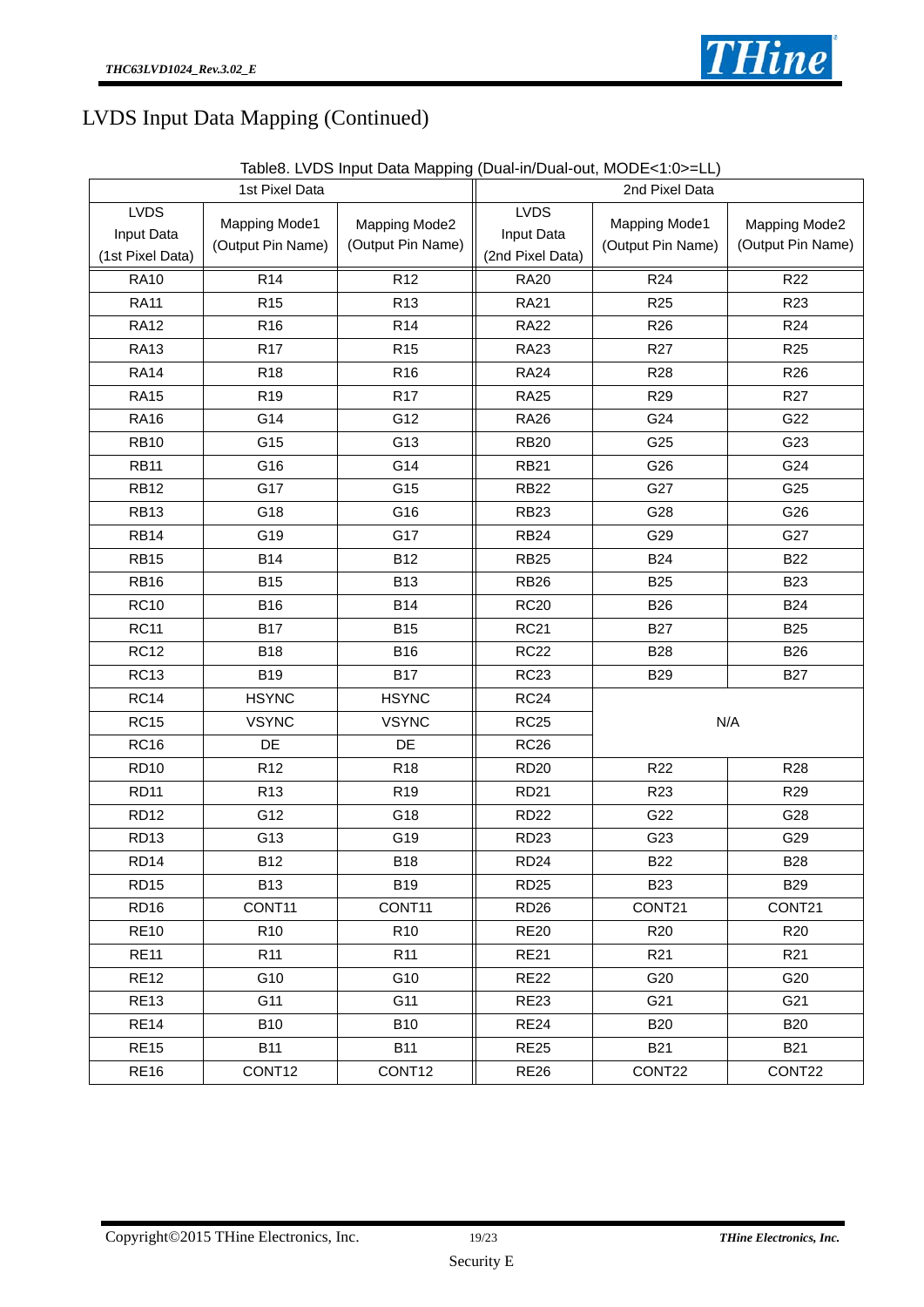# LVDS Input Data Mapping (Continued)

Table8. LVDS Input Data Mapping (Dual-in/Dual-out, MODE<1:0>=LL)

| 1st Pixel Data | | | 2nd Pixel Data | | |
|---|---|---|---|---|---|
| LVDS Input Data (1st Pixel Data) | Mapping Mode1 (Output Pin Name) | Mapping Mode2 (Output Pin Name) | LVDS Input Data (2nd Pixel Data) | Mapping Mode1 (Output Pin Name) | Mapping Mode2 (Output Pin Name) |
| RA10 | R14 | R12 | RA20 | R24 | R22 |
| RA11 | R15 | R13 | RA21 | R25 | R23 |
| RA12 | R16 | R14 | RA22 | R26 | R24 |
| RA13 | R17 | R15 | RA23 | R27 | R25 |
| RA14 | R18 | R16 | RA24 | R28 | R26 |
| RA15 | R19 | R17 | RA25 | R29 | R27 |
| RA16 | G14 | G12 | RA26 | G24 | G22 |
| RB10 | G15 | G13 | RB20 | G25 | G23 |
| RB11 | G16 | G14 | RB21 | G26 | G24 |
| RB12 | G17 | G15 | RB22 | G27 | G25 |
| RB13 | G18 | G16 | RB23 | G28 | G26 |
| RB14 | G19 | G17 | RB24 | G29 | G27 |
| RB15 | B14 | B12 | RB25 | B24 | B22 |
| RB16 | B15 | B13 | RB26 | B25 | B23 |
| RC10 | B16 | B14 | RC20 | B26 | B24 |
| RC11 | B17 | B15 | RC21 | B27 | B25 |
| RC12 | B18 | B16 | RC22 | B28 | B26 |
| RC13 | B19 | B17 | RC23 | B29 | B27 |
| RC14 | HSYNC | HSYNC | RC24 | N/A | |
| RC15 | VSYNC | VSYNC | RC25 | | |
| RC16 | DE | DE | RC26 | | |
| RD10 | R12 | R18 | RD20 | R22 | R28 |
| RD11 | R13 | R19 | RD21 | R23 | R29 |
| RD12 | G12 | G18 | RD22 | G22 | G28 |
| RD13 | G13 | G19 | RD23 | G23 | G29 |
| RD14 | B12 | B18 | RD24 | B22 | B28 |
| RD15 | B13 | B19 | RD25 | B23 | B29 |
| RD16 | CONT11 | CONT11 | RD26 | CONT21 | CONT21 |
| RE10 | R10 | R10 | RE20 | R20 | R20 |
| RE11 | R11 | R11 | RE21 | R21 | R21 |
| RE12 | G10 | G10 | RE22 | G20 | G20 |
| RE13 | G11 | G11 | RE23 | G21 | G21 |
| RE14 | B10 | B10 | RE24 | B20 | B20 |
| RE15 | B11 | B11 | RE25 | B21 | B21 |
| RE16 | CONT12 | CONT12 | RE26 | CONT22 | CONT22 |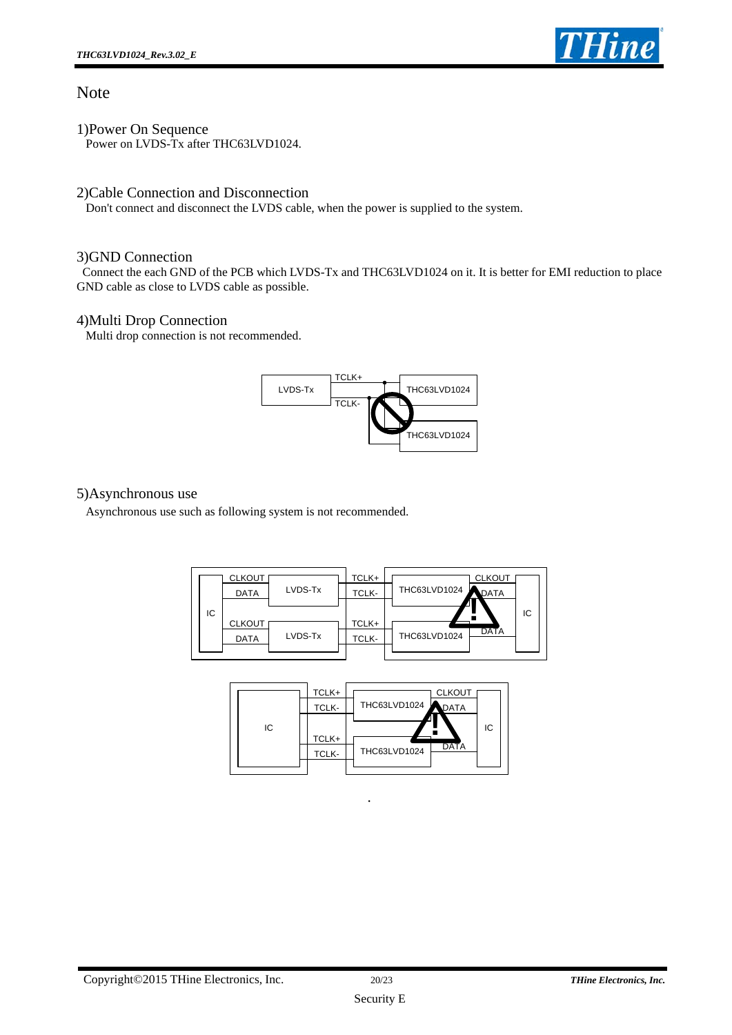# Note

## 1)Power On Sequence

Power on LVDS-Tx after THC63LVD1024.

## 2)Cable Connection and Disconnection

Don't connect and disconnect the LVDS cable, when the power is supplied to the system.

## 3)GND Connection

Connect the each GND of the PCB which LVDS-Tx and THC63LVD1024 on it. It is better for EMI reduction to place GND cable as close to LVDS cable as possible.

## 4)Multi Drop Connection

Multi drop connection is not recommended.

## 5)Asynchronous use

Asynchronous use such as following system is not recommended.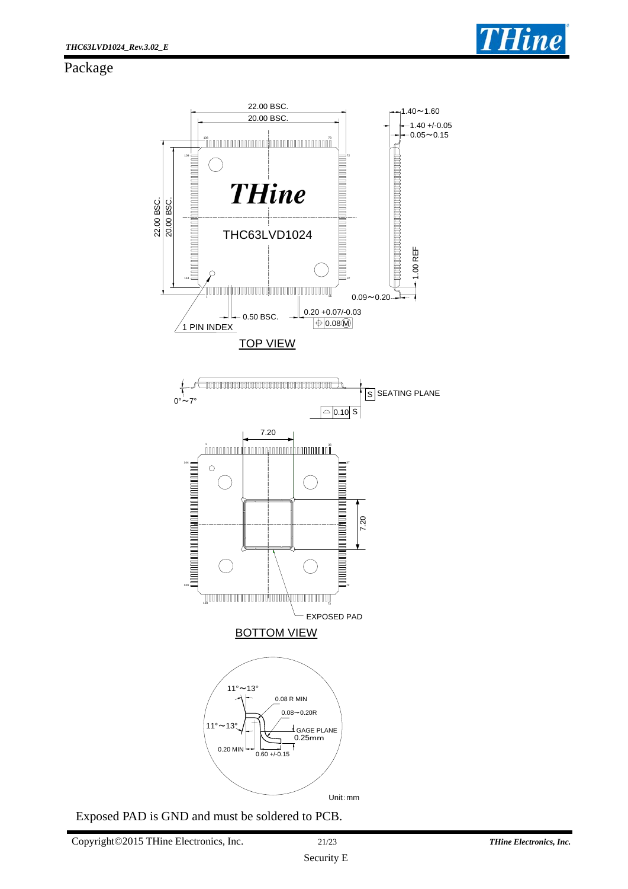# Package

TOP VIEW

BOTTOM VIEW

Unit: mm

Exposed PAD is GND and must be soldered to PCB.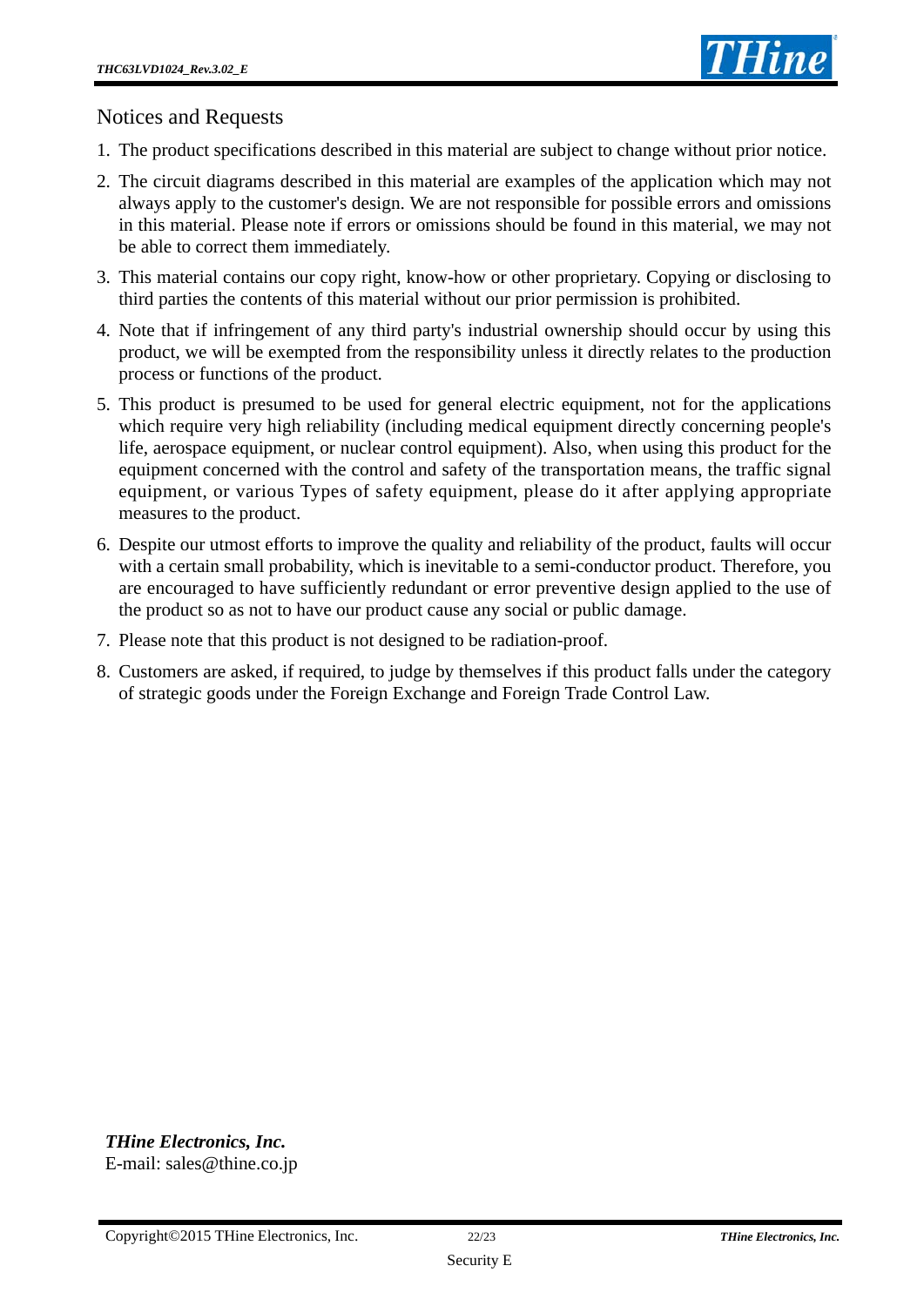## Notices and Requests

1. The product specifications described in this material are subject to change without prior notice.
2. The circuit diagrams described in this material are examples of the application which may not always apply to the customer's design. We are not responsible for possible errors and omissions in this material. Please note if errors or omissions should be found in this material, we may not be able to correct them immediately.
3. This material contains our copy right, know-how or other proprietary. Copying or disclosing to third parties the contents of this material without our prior permission is prohibited.
4. Note that if infringement of any third party's industrial ownership should occur by using this product, we will be exempted from the responsibility unless it directly relates to the production process or functions of the product.
5. This product is presumed to be used for general electric equipment, not for the applications which require very high reliability (including medical equipment directly concerning people's life, aerospace equipment, or nuclear control equipment). Also, when using this product for the equipment concerned with the control and safety of the transportation means, the traffic signal equipment, or various Types of safety equipment, please do it after applying appropriate measures to the product.
6. Despite our utmost efforts to improve the quality and reliability of the product, faults will occur with a certain small probability, which is inevitable to a semi-conductor product. Therefore, you are encouraged to have sufficiently redundant or error preventive design applied to the use of the product so as not to have our product cause any social or public damage.
7. Please note that this product is not designed to be radiation-proof.
8. Customers are asked, if required, to judge by themselves if this product falls under the category of strategic goods under the Foreign Exchange and Foreign Trade Control Law.

***THine Electronics, Inc.***
E-mail: sales@thine.co.jp